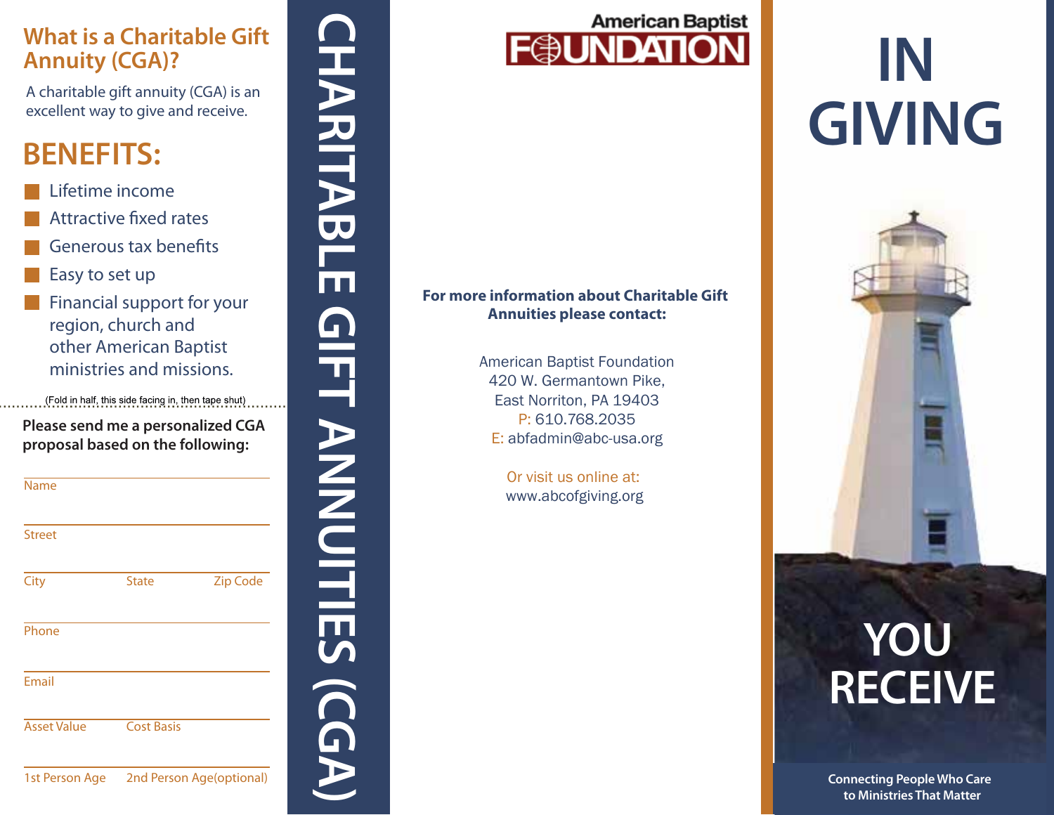## What is a Charitable Gift Annuity (CGA)?

A charitable gift annuity (CGA) is an excellent way to give and receive.

## BENEFITS:

- Lifetime income
- Attractive fixed rates
- Generous tax benefits
- Easy to set up
- Financial support for your region, church and other American Baptist ministries and missions.

(Fold in half, this side facing in, then tape shut)

**Please send me a personalized CGA proposal based on the following:**

Name

Street

City  State  Zip Code

Phone

Email

Asset Value  Cost Basis

1st Person Age  2nd Person Age(optional)

# CHARITABLE GIFT ANNUITIES (CGA)

American Baptist FOUNDATION

**For more information about Charitable Gift Annuities please contact:**

American Baptist Foundation
420 W. Germantown Pike,
East Norriton, PA 19403
P: 610.768.2035
E: abfadmin@abc-usa.org

Or visit us online at:
www.abcofgiving.org

# IN GIVING

# YOU RECEIVE

**Connecting People Who Care to Ministries That Matter**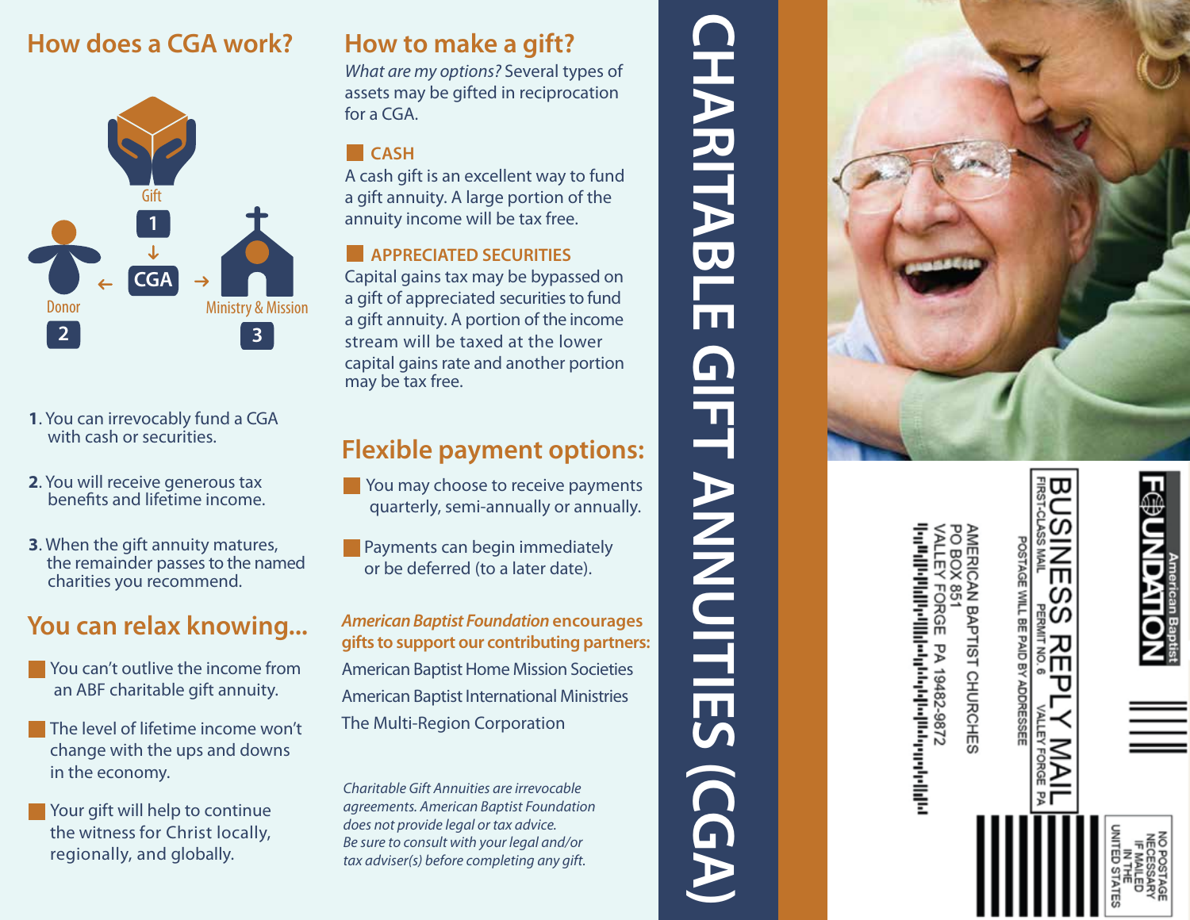## How does a CGA work?

Gift
1
CGA
Donor
2
Ministry & Mission
3

1. You can irrevocably fund a CGA with cash or securities.

2. You will receive generous tax benefits and lifetime income.

3. When the gift annuity matures, the remainder passes to the named charities you recommend.

## You can relax knowing...

- You can't outlive the income from an ABF charitable gift annuity.
- The level of lifetime income won't change with the ups and downs in the economy.
- Your gift will help to continue the witness for Christ locally, regionally, and globally.

## How to make a gift?

*What are my options?* Several types of assets may be gifted in reciprocation for a CGA.

### CASH

A cash gift is an excellent way to fund a gift annuity. A large portion of the annuity income will be tax free.

### APPRECIATED SECURITIES

Capital gains tax may be bypassed on a gift of appreciated securities to fund a gift annuity. A portion of the income stream will be taxed at the lower capital gains rate and another portion may be tax free.

## Flexible payment options:

- You may choose to receive payments quarterly, semi-annually or annually.
- Payments can begin immediately or be deferred (to a later date).

***American Baptist Foundation*** **encourages gifts to support our contributing partners:**

American Baptist Home Mission Societies
American Baptist International Ministries
The Multi-Region Corporation

*Charitable Gift Annuities are irrevocable agreements. American Baptist Foundation does not provide legal or tax advice. Be sure to consult with your legal and/or tax adviser(s) before completing any gift.*

# CHARITABLE GIFT ANNUITIES (CGA)

American Baptist FOUNDATION

NO POSTAGE NECESSARY IF MAILED IN THE UNITED STATES

BUSINESS REPLY MAIL
FIRST-CLASS MAIL PERMIT NO. 6 VALLEY FORGE PA
POSTAGE WILL BE PAID BY ADDRESSEE

AMERICAN BAPTIST CHURCHES
PO BOX 851
VALLEY FORGE PA 19482-9872